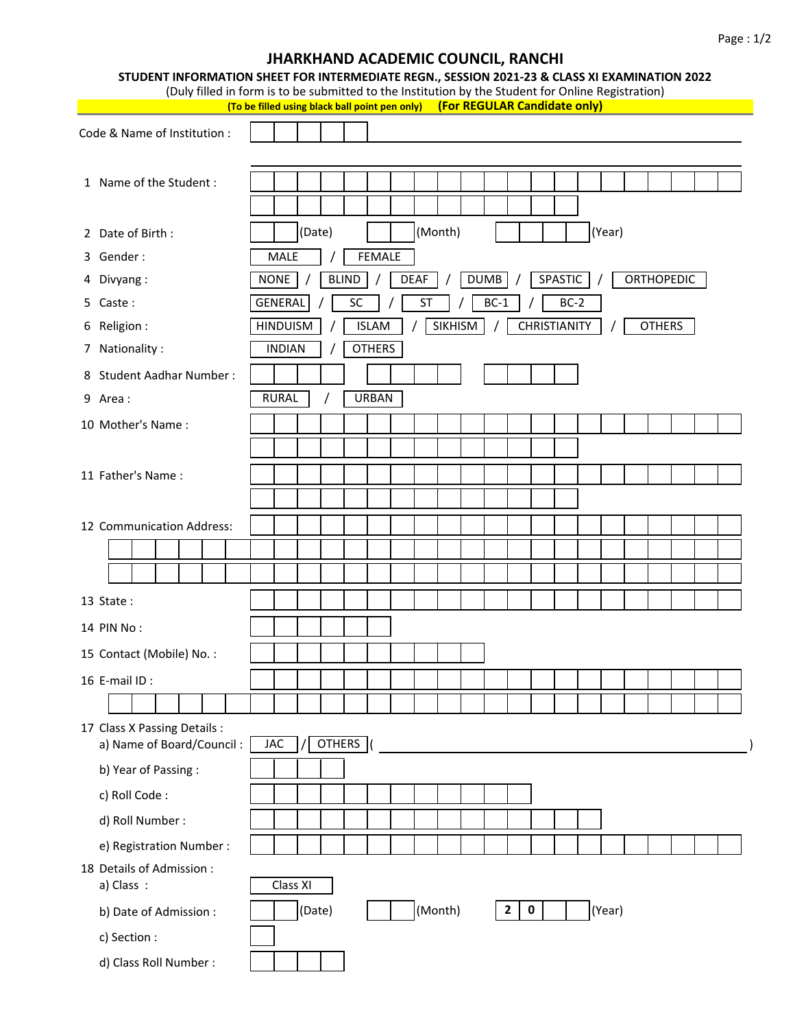# JHARKHAND ACADEMIC COUNCIL, RANCHI

## STUDENT INFORMATION SHEET FOR INTERMEDIATE REGN., SESSION 2021-23 & CLASS XI EXAMINATION 2022

(Duly filled in form is to be submitted to the Institution by the Student for Online Registration)

**(To be filled using black ball point pen only)** **(For REGULAR Candidate only)**

Code & Name of Institution :

1. Name of the Student :
2. Date of Birth : (Date) (Month) (Year)
3. Gender : MALE / FEMALE
4. Divyang : NONE / BLIND / DEAF / DUMB / SPASTIC / ORTHOPEDIC
5. Caste : GENERAL / SC / ST / BC-1 / BC-2
6. Religion : HINDUISM / ISLAM / SIKHISM / CHRISTIANITY / OTHERS
7. Nationality : INDIAN / OTHERS
8. Student Aadhar Number :
9. Area : RURAL / URBAN
10. Mother's Name :
11. Father's Name :
12. Communication Address:
13. State :
14. PIN No :
15. Contact (Mobile) No. :
16. E-mail ID :
17. Class X Passing Details :
    - a) Name of Board/Council : JAC / OTHERS ( )
    - b) Year of Passing :
    - c) Roll Code :
    - d) Roll Number :
    - e) Registration Number :
18. Details of Admission :
    - a) Class : Class XI
    - b) Date of Admission : (Date) (Month) 2 0 (Year)
    - c) Section :
    - d) Class Roll Number :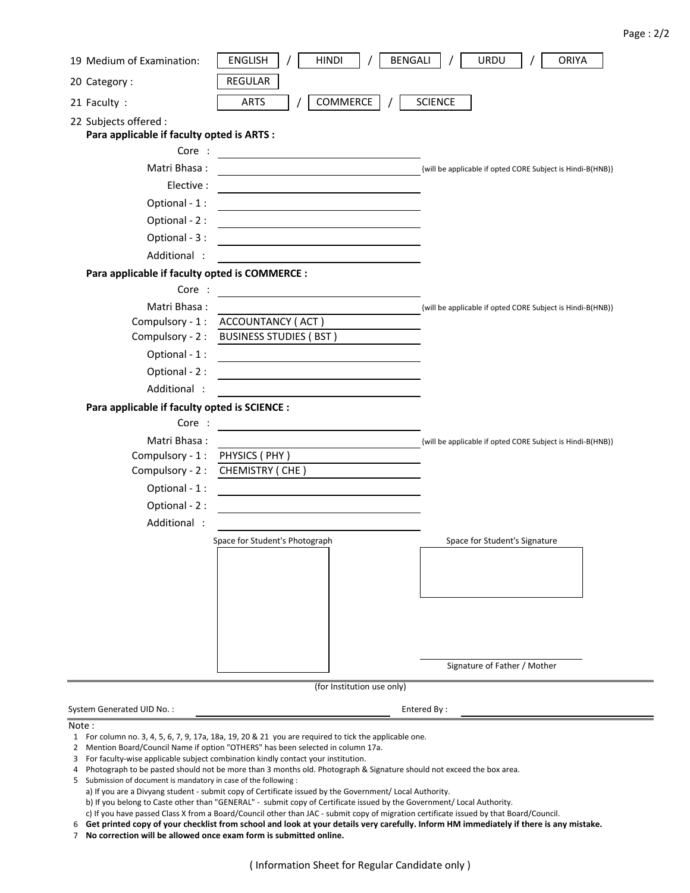19 Medium of Examination: ENGLISH / HINDI / BENGALI / URDU / ORIYA

20 Category : REGULAR

21 Faculty : ARTS / COMMERCE / SCIENCE

22 Subjects offered :

**Para applicable if faculty opted is ARTS :**

Core : \_\_\_\_\_\_\_\_\_\_\_\_\_\_\_\_

Matri Bhasa : \_\_\_\_\_\_\_\_\_\_\_\_\_\_\_\_ {will be applicable if opted CORE Subject is Hindi-B(HNB)}

Elective : \_\_\_\_\_\_\_\_\_\_\_\_\_\_\_\_

Optional - 1 : \_\_\_\_\_\_\_\_\_\_\_\_\_\_\_\_

Optional - 2 : \_\_\_\_\_\_\_\_\_\_\_\_\_\_\_\_

Optional - 3 : \_\_\_\_\_\_\_\_\_\_\_\_\_\_\_\_

Additional : \_\_\_\_\_\_\_\_\_\_\_\_\_\_\_\_

**Para applicable if faculty opted is COMMERCE :**

Core : \_\_\_\_\_\_\_\_\_\_\_\_\_\_\_\_

Matri Bhasa : \_\_\_\_\_\_\_\_\_\_\_\_\_\_\_\_ {will be applicable if opted CORE Subject is Hindi-B(HNB)}

Compulsory - 1 : ACCOUNTANCY ( ACT )

Compulsory - 2 : BUSINESS STUDIES ( BST )

Optional - 1 : \_\_\_\_\_\_\_\_\_\_\_\_\_\_\_\_

Optional - 2 : \_\_\_\_\_\_\_\_\_\_\_\_\_\_\_\_

Additional : \_\_\_\_\_\_\_\_\_\_\_\_\_\_\_\_

**Para applicable if faculty opted is SCIENCE :**

Core : \_\_\_\_\_\_\_\_\_\_\_\_\_\_\_\_

Matri Bhasa : \_\_\_\_\_\_\_\_\_\_\_\_\_\_\_\_ {will be applicable if opted CORE Subject is Hindi-B(HNB)}

Compulsory - 1 : PHYSICS ( PHY )

Compulsory - 2 : CHEMISTRY ( CHE )

Optional - 1 : \_\_\_\_\_\_\_\_\_\_\_\_\_\_\_\_

Optional - 2 : \_\_\_\_\_\_\_\_\_\_\_\_\_\_\_\_

Additional : \_\_\_\_\_\_\_\_\_\_\_\_\_\_\_\_

Space for Student's Photograph

Space for Student's Signature

Signature of Father / Mother

(for Institution use only)

System Generated UID No. : \_\_\_\_\_\_\_\_\_\_\_\_\_\_\_\_ Entered By : \_\_\_\_\_\_\_\_\_\_\_\_\_\_\_\_

Note :

1. For column no. 3, 4, 5, 6, 7, 9, 17a, 18a, 19, 20 & 21 you are required to tick the applicable one.
2. Mention Board/Council Name if option "OTHERS" has been selected in column 17a.
3. For faculty-wise applicable subject combination kindly contact your institution.
4. Photograph to be pasted should not be more than 3 months old. Photograph & Signature should not exceed the box area.
5. Submission of document is mandatory in case of the following :
   a) If you are a Divyang student - submit copy of Certificate issued by the Government/ Local Authority.
   b) If you belong to Caste other than "GENERAL" - submit copy of Certificate issued by the Government/ Local Authority.
   c) If you have passed Class X from a Board/Council other than JAC - submit copy of migration certificate issued by that Board/Council.
6. **Get printed copy of your checklist from school and look at your details very carefully. Inform HM immediately if there is any mistake.**
7. **No correction will be allowed once exam form is submitted online.**

( Information Sheet for Regular Candidate only )